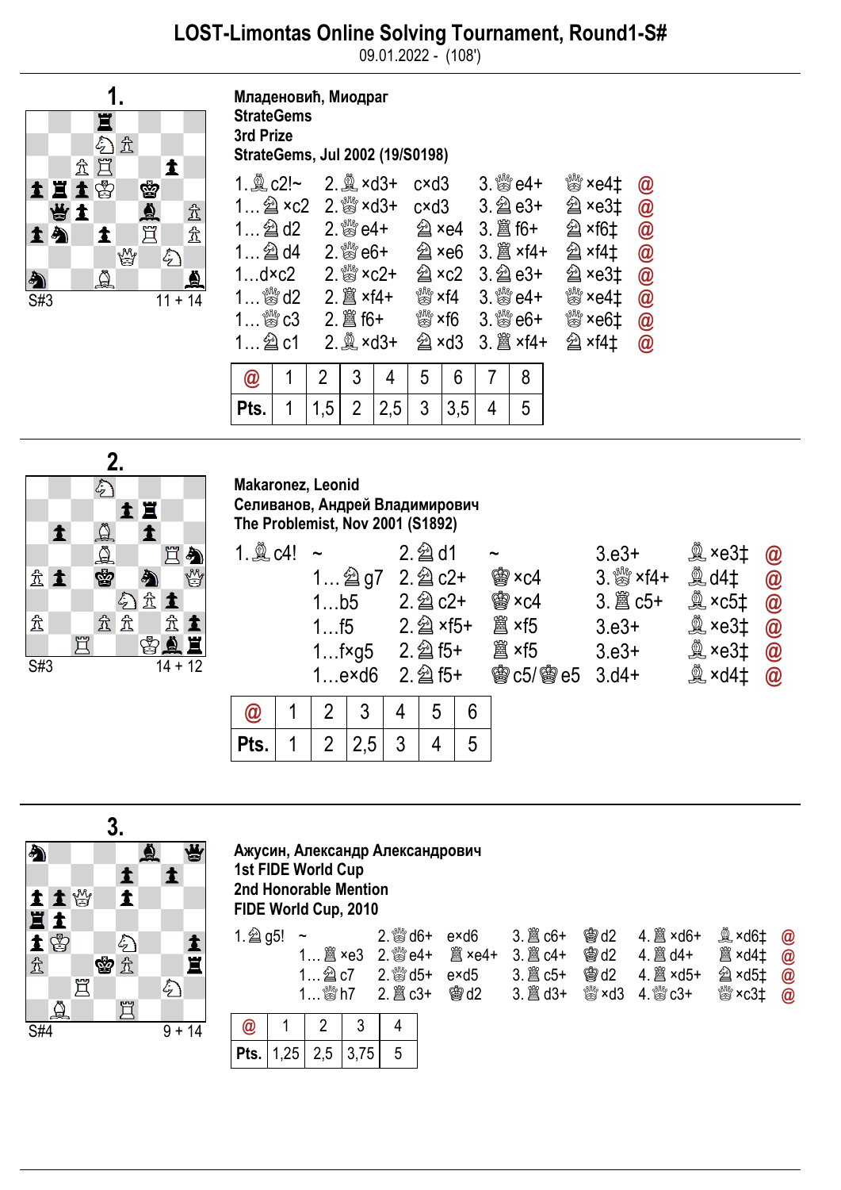# LOST-Limontas Online Solving Tournament, Round1-S#

09.01.2022 - (108')

## 1.

S#3 11 + 14

**Младеновић, Миодраг**
**StrateGems**
**3rd Prize**
**StrateGems, Jul 2002 (19/S0198)**

| | | | | | | | |
|---|---|---|---|---|---|---|---|
| 1.♗c2!~ | 2.♗×d3+ | c×d3 | 3.♕e4+ | ♕×e4‡ | @ |
| 1…♘×c2 | 2.♕×d3+ | c×d3 | 3.♘e3+ | ♘×e3‡ | @ |
| 1…♘d2 | 2.♕e4+ | ♘×e4 | 3.♖f6+ | ♘×f6‡ | @ |
| 1…♘d4 | 2.♕e6+ | ♘×e6 | 3.♖×f4+ | ♘×f4‡ | @ |
| 1…d×c2 | 2.♕×c2+ | ♘×c2 | 3.♘e3+ | ♘×e3‡ | @ |
| 1…♕d2 | 2.♖×f4+ | ♕×f4 | 3.♕e4+ | ♕×e4‡ | @ |
| 1…♕c3 | 2.♖f6+ | ♕×f6 | 3.♕e6+ | ♕×e6‡ | @ |
| 1…♘c1 | 2.♗×d3+ | ♘×d3 | 3.♖×f4+ | ♘×f4‡ | @ |

| @ | 1 | 2 | 3 | 4 | 5 | 6 | 7 | 8 |
|---|---|---|---|---|---|---|---|---|
| Pts. | 1 | 1,5 | 2 | 2,5 | 3 | 3,5 | 4 | 5 |

## 2.

S#3 14 + 12

**Makaronez, Leonid**
**Селиванов, Андрей Владимирович**
**The Problemist, Nov 2001 (S1892)**

| | | | | | |
|---|---|---|---|---|---|
| 1.♗c4! ~ | 2.♘d1 | ~ | 3.e3+ | ♗×e3‡ | @ |
| 1…♘g7 | 2.♘c2+ | ♚×c4 | 3.♕×f4+ | ♗d4‡ | @ |
| 1…b5 | 2.♘c2+ | ♚×c4 | 3.♖c5+ | ♗×c5‡ | @ |
| 1…f5 | 2.♘×f5+ | ♖×f5 | 3.e3+ | ♗×e3‡ | @ |
| 1…f×g5 | 2.♘f5+ | ♖×f5 | 3.e3+ | ♗×e3‡ | @ |
| 1…e×d6 | 2.♘f5+ | ♚c5/♚e5 | 3.d4+ | ♗×d4‡ | @ |

| @ | 1 | 2 | 3 | 4 | 5 | 6 |
|---|---|---|---|---|---|---|
| Pts. | 1 | 2 | 2,5 | 3 | 4 | 5 |

## 3.

S#4 9 + 14

**Ажусин, Александр Александрович**
**1st FIDE World Cup**
**2nd Honorable Mention**
**FIDE World Cup, 2010**

| | | | | | | | | |
|---|---|---|---|---|---|---|---|---|
| 1.♘g5! ~ | 2.♕d6+ | e×d6 | 3.♖c6+ | ♚d2 | 4.♖×d6+ | ♗×d6‡ | @ |
| 1…♖×e3 | 2.♕e4+ | ♖×e4+ | 3.♖c4+ | ♚d2 | 4.♖d4+ | ♖×d4‡ | @ |
| 1…♘c7 | 2.♕d5+ | e×d5 | 3.♖c5+ | ♚d2 | 4.♖×d5+ | ♘×d5‡ | @ |
| 1…♕h7 | 2.♖c3+ | ♚d2 | 3.♖d3+ | ♕×d3 | 4.♕c3+ | ♕×c3‡ | @ |

| @ | 1 | 2 | 3 | 4 |
|---|---|---|---|---|
| Pts. | 1,25 | 2,5 | 3,75 | 5 |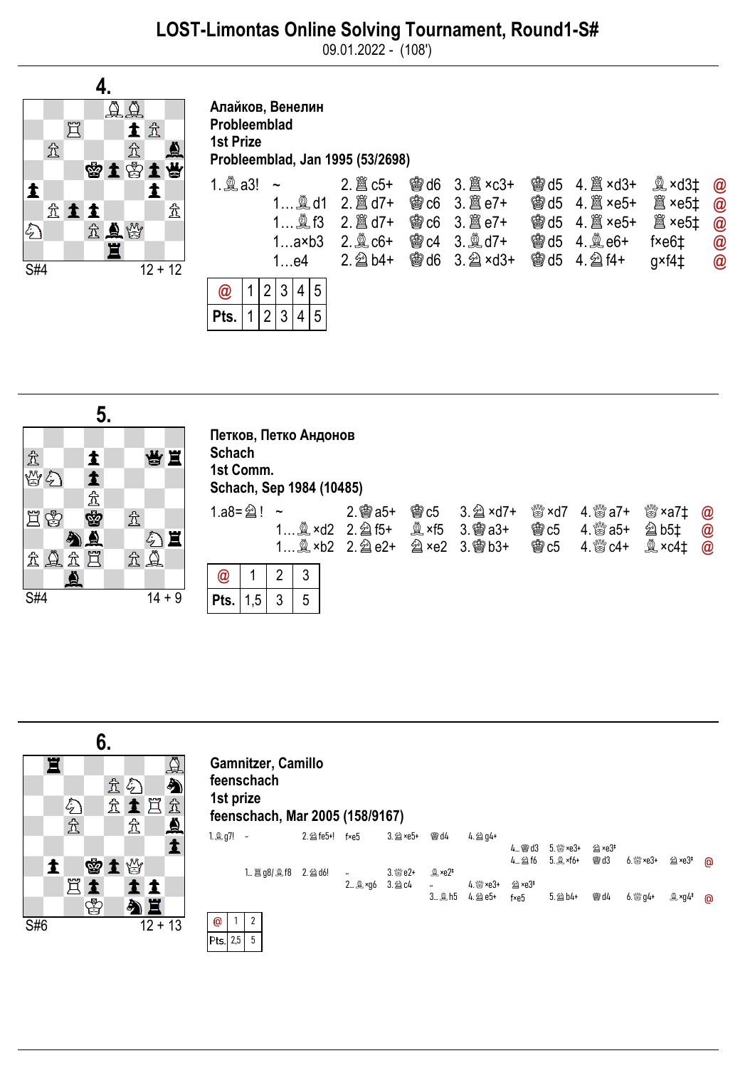# LOST-Limontas Online Solving Tournament, Round1-S#

09.01.2022 - (108')

## 4.

S#4 12 + 12

**Алайков, Венелин**
**Probleemblad**
**1st Prize**
**Probleemblad, Jan 1995 (53/2698)**

| | | | | | | | | | |
|---|---|---|---|---|---|---|---|---|---|
| 1.♗a3! | ~ | 2.♖c5+ | ♔d6 | 3.♖×c3+ | ♔d5 | 4.♖×d3+ | ♗×d3‡ | @ |
| | 1…♗d1 | 2.♖d7+ | ♔c6 | 3.♖e7+ | ♔d5 | 4.♖×e5+ | ♖×e5‡ | @ |
| | 1…♗f3 | 2.♖d7+ | ♔c6 | 3.♖e7+ | ♔d5 | 4.♖×e5+ | ♖×e5‡ | @ |
| | 1…a×b3 | 2.♗c6+ | ♔c4 | 3.♗d7+ | ♔d5 | 4.♗e6+ | f×e6‡ | @ |
| | 1…e4 | 2.♘b4+ | ♔d6 | 3.♘×d3+ | ♔d5 | 4.♘f4+ | g×f4‡ | @ |

| @ | 1 | 2 | 3 | 4 | 5 |
|---|---|---|---|---|---|
| Pts. | 1 | 2 | 3 | 4 | 5 |

## 5.

S#4 14 + 9

**Петков, Петко Андонов**
**Schach**
**1st Comm.**
**Schach, Sep 1984 (10485)**

| | | | | | | | | |
|---|---|---|---|---|---|---|---|---|
| 1.a8=♘! | ~ | 2.♔a5+ | ♔c5 | 3.♘×d7+ | ♕×d7 | 4.♕a7+ | ♕×a7‡ | @ |
| | 1…♗×d2 | 2.♘f5+ | ♗×f5 | 3.♔a3+ | ♔c5 | 4.♕a5+ | ♘b5‡ | @ |
| | 1…♗×b2 | 2.♘e2+ | ♘×e2 | 3.♔b3+ | ♔c5 | 4.♕c4+ | ♗×c4‡ | @ |

| @ | 1 | 2 | 3 |
|---|---|---|---|
| Pts. | 1,5 | 3 | 5 |

## 6.

S#6 12 + 13

**Gamnitzer, Camillo**
**feenschach**
**1st prize**
**feenschach, Mar 2005 (158/9167)**

1.♗g7! ~ 2.♘fe5+! f×e5 3.♘×e5+ ♔d4 4.♘g4+
- 4…♔d3 5.♕×e3+ ♘×e3‡
- 4…♘f6 5.♗×f6+ ♔d3 6.♕×e3+ ♘×e3‡ @

1…♖g8/♗f8 2.♘d6! ~ 3.♕e2+ ♗×e2‡
- 2…♗×g6 3.♘c4 ~ 4.♕×e3+ ♘×e3‡
- 3…♗h5 4.♘e5+ f×e5 5.♘b4+ ♔d4 6.♕g4+ ♗×g4‡ @

| @ | 1 | 2 |
|---|---|---|
| Pts. | 2,5 | 5 |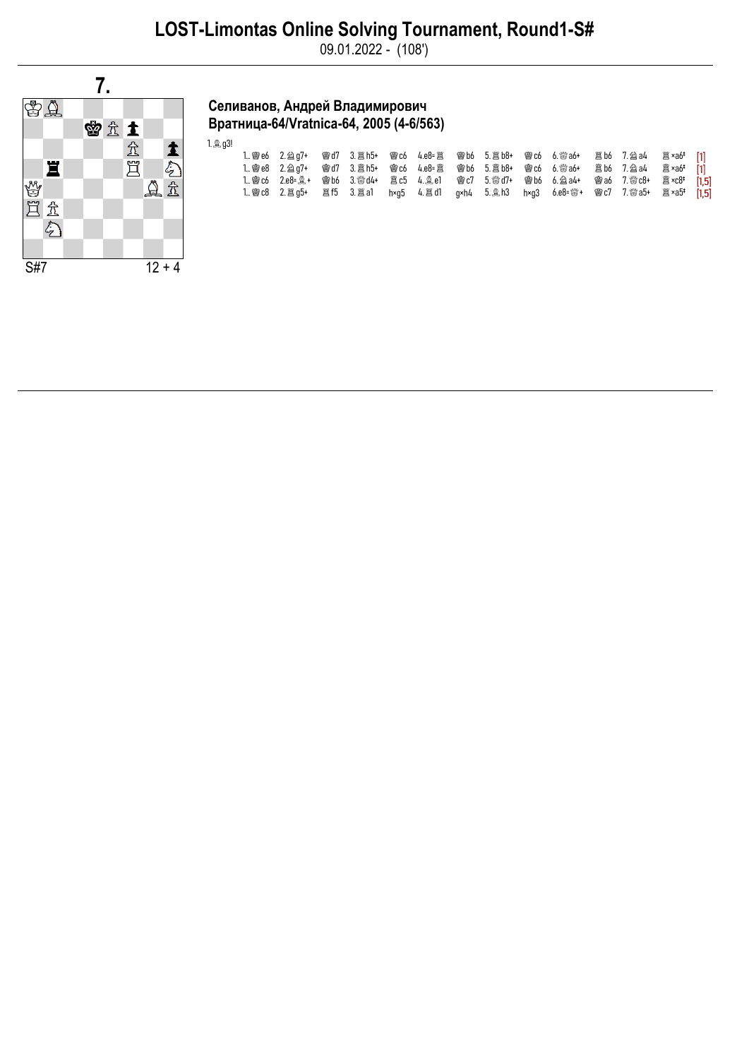# LOST-Limontas Online Solving Tournament, Round1-S#

09.01.2022 - (108')

## 7.

S#7 12 + 4

**Селиванов, Андрей Владимирович**
**Вратница-64/Vratnica-64, 2005 (4-6/563)**

1.♗g3!

| | | | | | | | | | | | | | | |
|---|---|---|---|---|---|---|---|---|---|---|---|---|---|---|
| 1... ♚e6 | 2.♘g7+ | ♚d7 | 3.♖h5+ | ♚c6 | 4.e8=♖ | ♚b6 | 5.♖b8+ | ♚c6 | 6.♕a6+ | ♜b6 | 7.♘a4 | ♜×a6‡ | [1] |
| 1... ♚e8 | 2.♘g7+ | ♚d7 | 3.♖h5+ | ♚c6 | 4.e8=♖ | ♚b6 | 5.♖b8+ | ♚c6 | 6.♕a6+ | ♜b6 | 7.♘a4 | ♜×a6‡ | [1] |
| 1... ♚c6 | 2.e8=♗+ | ♚b6 | 3.♕d4+ | ♜c5 | 4.♗e1 | ♚c7 | 5.♕d7+ | ♚b6 | 6.♘a4+ | ♚a6 | 7.♕c8+ | ♜×c8‡ | [1,5] |
| 1... ♚c8 | 2.♖g5+ | ♜f5 | 3.♖a1 | h×g5 | 4.♖d1 | g×h4 | 5.♗h3 | h×g3 | 6.e8=♕+ | ♚c7 | 7.♕a5+ | ♜×a5‡ | [1,5] |